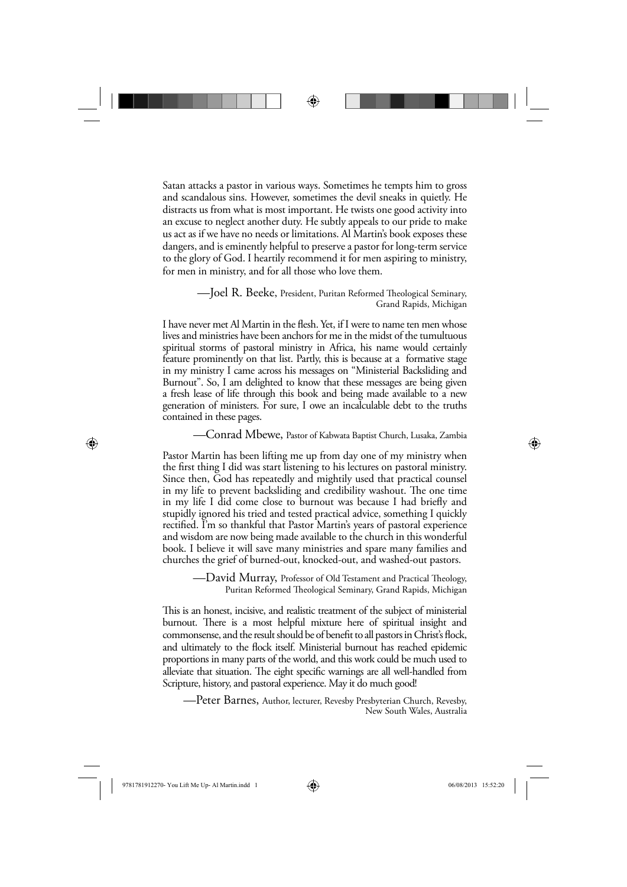Satan attacks a pastor in various ways. Sometimes he tempts him to gross and scandalous sins. However, sometimes the devil sneaks in quietly. He distracts us from what is most important. He twists one good activity into an excuse to neglect another duty. He subtly appeals to our pride to make us act as if we have no needs or limitations. Al Martin's book exposes these dangers, and is eminently helpful to preserve a pastor for long-term service to the glory of God. I heartily recommend it for men aspiring to ministry, for men in ministry, and for all those who love them.

—Joel R. Beeke, President, Puritan Reformed Theological Seminary, Grand Rapids, Michigan

I have never met Al Martin in the flesh. Yet, if I were to name ten men whose lives and ministries have been anchors for me in the midst of the tumultuous spiritual storms of pastoral ministry in Africa, his name would certainly feature prominently on that list. Partly, this is because at a formative stage in my ministry I came across his messages on "Ministerial Backsliding and Burnout". So, I am delighted to know that these messages are being given a fresh lease of life through this book and being made available to a new generation of ministers. For sure, I owe an incalculable debt to the truths contained in these pages.

—Conrad Mbewe, Pastor of Kabwata Baptist Church, Lusaka, Zambia

Pastor Martin has been lifting me up from day one of my ministry when the first thing I did was start listening to his lectures on pastoral ministry. Since then, God has repeatedly and mightily used that practical counsel in my life to prevent backsliding and credibility washout. The one time in my life I did come close to burnout was because I had briefly and stupidly ignored his tried and tested practical advice, something I quickly rectified. I'm so thankful that Pastor Martin's years of pastoral experience and wisdom are now being made available to the church in this wonderful book. I believe it will save many ministries and spare many families and churches the grief of burned-out, knocked-out, and washed-out pastors.

—David Murray, Professor of Old Testament and Practical Theology, Puritan Reformed Theological Seminary, Grand Rapids, Michigan

This is an honest, incisive, and realistic treatment of the subject of ministerial burnout. There is a most helpful mixture here of spiritual insight and commonsense, and the result should be of benefit to all pastors in Christ's flock, and ultimately to the flock itself. Ministerial burnout has reached epidemic proportions in many parts of the world, and this work could be much used to alleviate that situation. The eight specific warnings are all well-handled from Scripture, history, and pastoral experience. May it do much good!

—Peter Barnes, Author, lecturer, Revesby Presbyterian Church, Revesby, New South Wales, Australia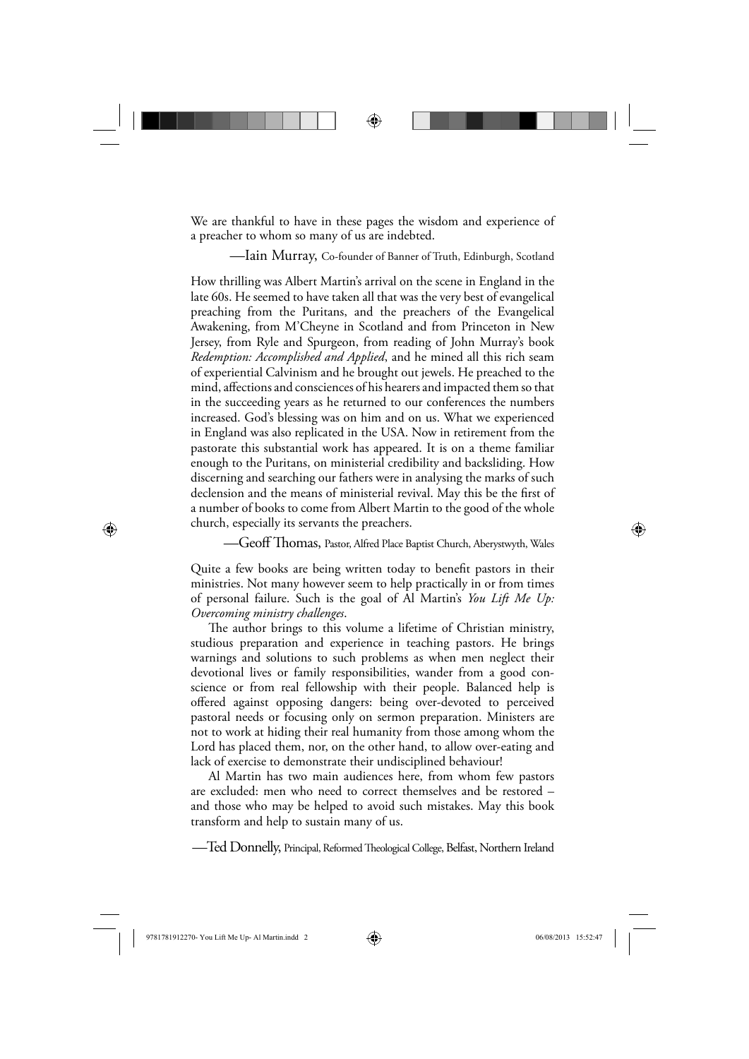We are thankful to have in these pages the wisdom and experience of a preacher to whom so many of us are indebted.

—Iain Murray, Co-founder of Banner of Truth, Edinburgh, Scotland

How thrilling was Albert Martin's arrival on the scene in England in the late 60s. He seemed to have taken all that was the very best of evangelical preaching from the Puritans, and the preachers of the Evangelical Awakening, from M'Cheyne in Scotland and from Princeton in New Jersey, from Ryle and Spurgeon, from reading of John Murray's book *Redemption: Accomplished and Applied*, and he mined all this rich seam of experiential Calvinism and he brought out jewels. He preached to the mind, affections and consciences of his hearers and impacted them so that in the succeeding years as he returned to our conferences the numbers increased. God's blessing was on him and on us. What we experienced in England was also replicated in the USA. Now in retirement from the pastorate this substantial work has appeared. It is on a theme familiar enough to the Puritans, on ministerial credibility and backsliding. How discerning and searching our fathers were in analysing the marks of such declension and the means of ministerial revival. May this be the first of a number of books to come from Albert Martin to the good of the whole church, especially its servants the preachers.

—Geoff Thomas, Pastor, Alfred Place Baptist Church, Aberystwyth, Wales

Quite a few books are being written today to benefit pastors in their ministries. Not many however seem to help practically in or from times of personal failure. Such is the goal of Al Martin's *You Lift Me Up: Overcoming ministry challenges*.

The author brings to this volume a lifetime of Christian ministry, studious preparation and experience in teaching pastors. He brings warnings and solutions to such problems as when men neglect their devotional lives or family responsibilities, wander from a good conscience or from real fellowship with their people. Balanced help is offered against opposing dangers: being over-devoted to perceived pastoral needs or focusing only on sermon preparation. Ministers are not to work at hiding their real humanity from those among whom the Lord has placed them, nor, on the other hand, to allow over-eating and lack of exercise to demonstrate their undisciplined behaviour!

Al Martin has two main audiences here, from whom few pastors are excluded: men who need to correct themselves and be restored – and those who may be helped to avoid such mistakes. May this book transform and help to sustain many of us.

—Ted Donnelly, Principal, Reformed Theological College, Belfast, Northern Ireland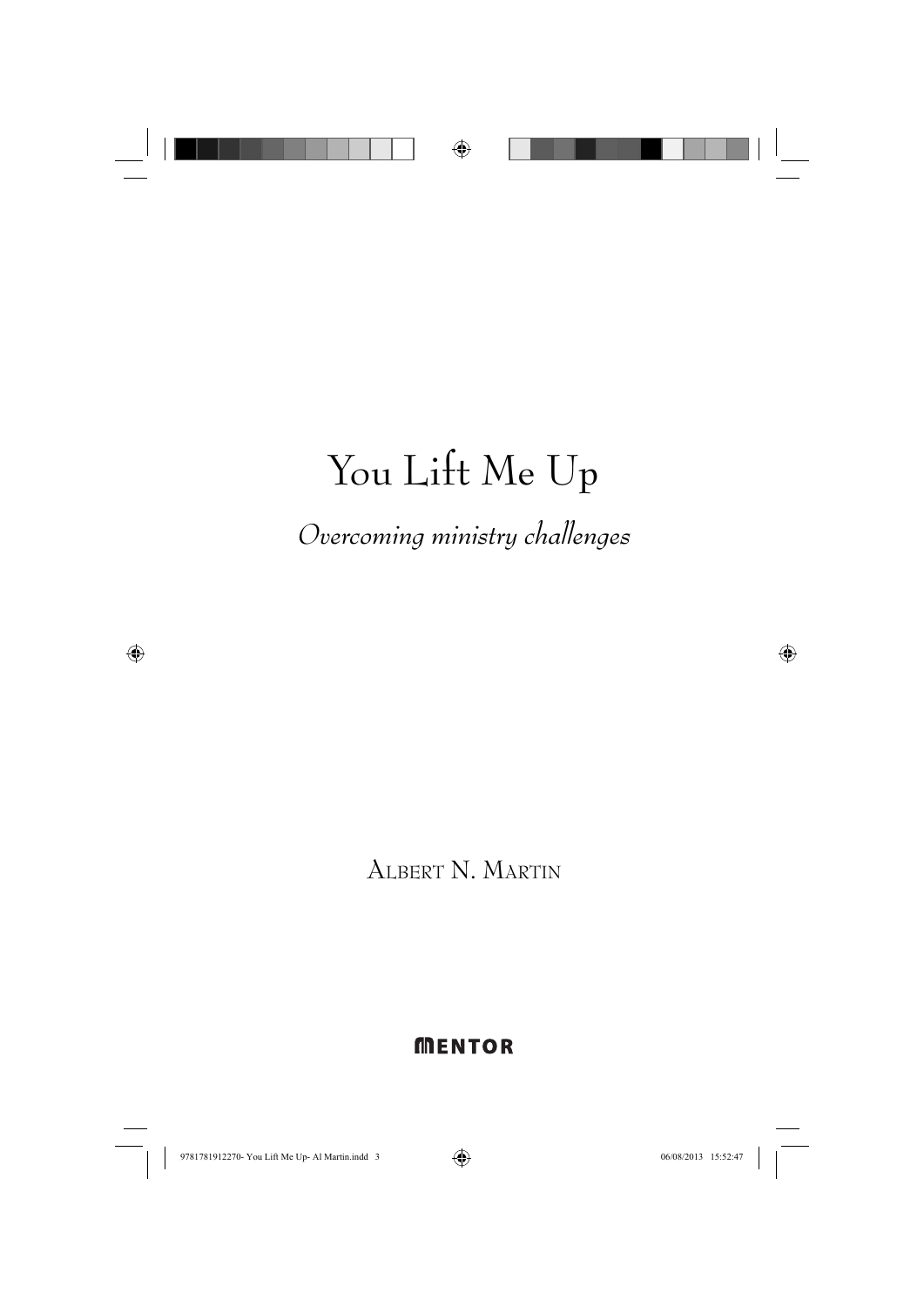# You Lift Me Up

*Overcoming ministry challenges*

Albert N. Martin

MENTOR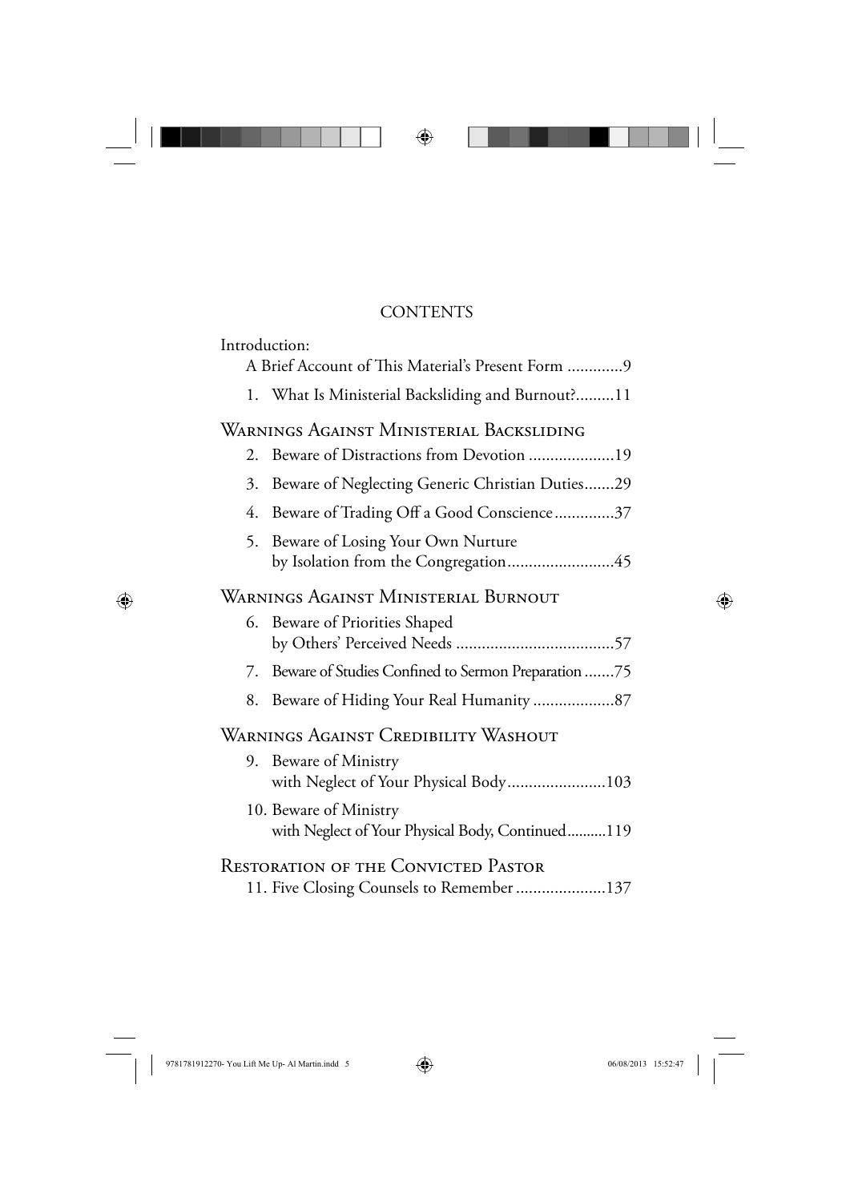# CONTENTS

Introduction:
A Brief Account of This Material's Present Form .............9

1. What Is Ministerial Backsliding and Burnout?.........11

## Warnings Against Ministerial Backsliding

2. Beware of Distractions from Devotion ....................19
3. Beware of Neglecting Generic Christian Duties.......29
4. Beware of Trading Off a Good Conscience..............37
5. Beware of Losing Your Own Nurture by Isolation from the Congregation.........................45

## Warnings Against Ministerial Burnout

6. Beware of Priorities Shaped by Others' Perceived Needs .....................................57
7. Beware of Studies Confined to Sermon Preparation .......75
8. Beware of Hiding Your Real Humanity ...................87

## Warnings Against Credibility Washout

9. Beware of Ministry with Neglect of Your Physical Body.......................103
10. Beware of Ministry with Neglect of Your Physical Body, Continued..........119

## Restoration of the Convicted Pastor

11. Five Closing Counsels to Remember .....................137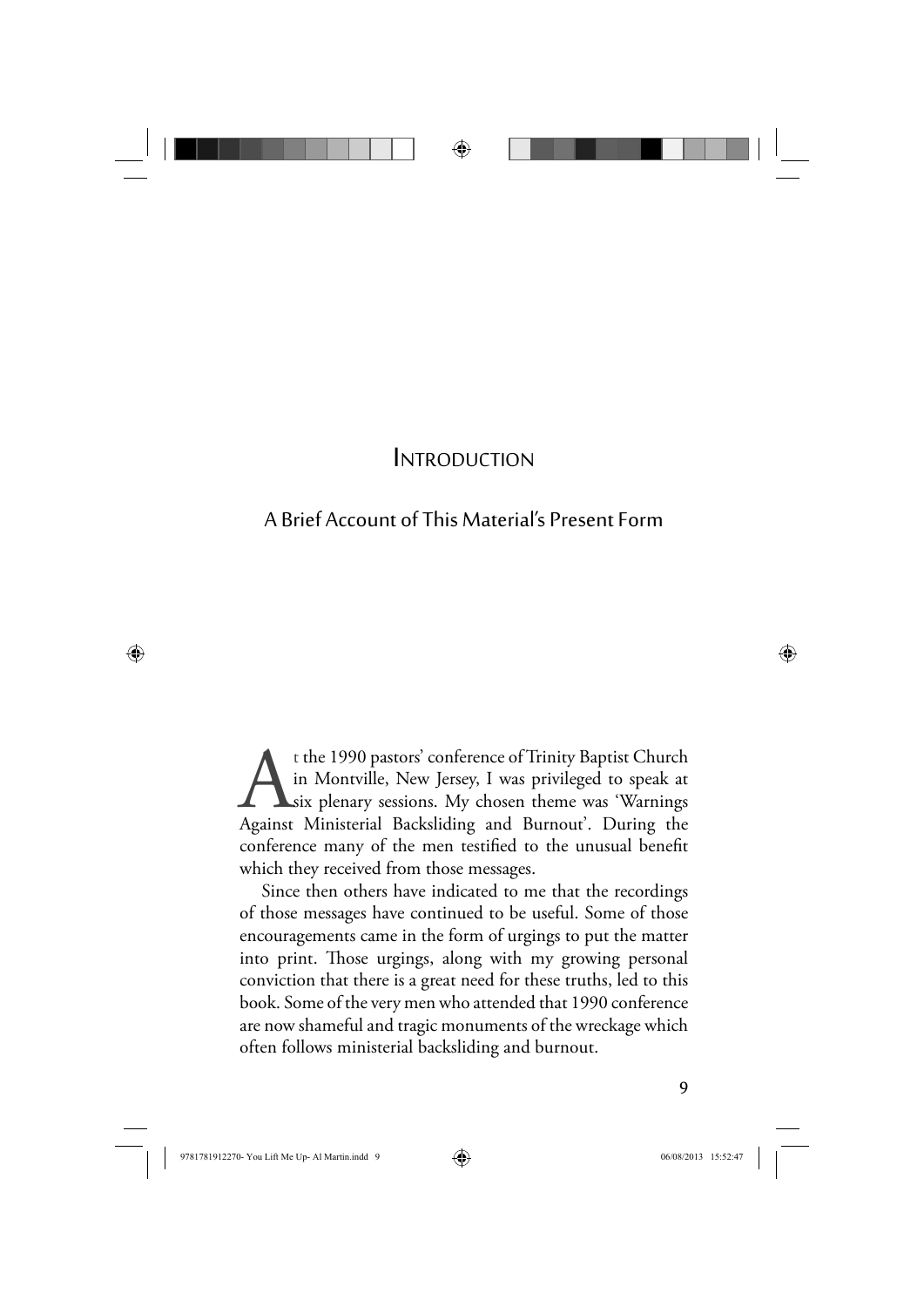# Introduction

## A Brief Account of This Material's Present Form

At the 1990 pastors' conference of Trinity Baptist Church in Montville, New Jersey, I was privileged to speak at six plenary sessions. My chosen theme was 'Warnings Against Ministerial Backsliding and Burnout'. During the conference many of the men testified to the unusual benefit which they received from those messages.

Since then others have indicated to me that the recordings of those messages have continued to be useful. Some of those encouragements came in the form of urgings to put the matter into print. Those urgings, along with my growing personal conviction that there is a great need for these truths, led to this book. Some of the very men who attended that 1990 conference are now shameful and tragic monuments of the wreckage which often follows ministerial backsliding and burnout.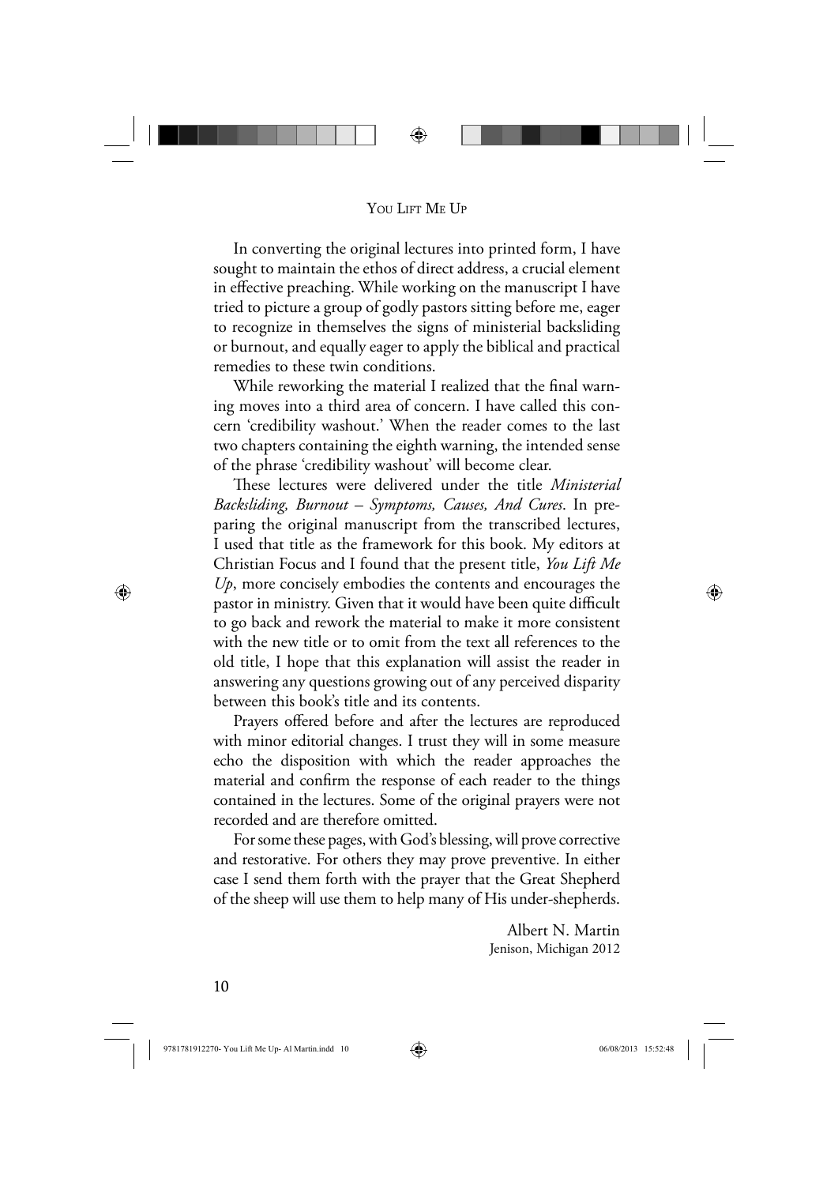In converting the original lectures into printed form, I have sought to maintain the ethos of direct address, a crucial element in effective preaching. While working on the manuscript I have tried to picture a group of godly pastors sitting before me, eager to recognize in themselves the signs of ministerial backsliding or burnout, and equally eager to apply the biblical and practical remedies to these twin conditions.

While reworking the material I realized that the final warning moves into a third area of concern. I have called this concern 'credibility washout.' When the reader comes to the last two chapters containing the eighth warning, the intended sense of the phrase 'credibility washout' will become clear.

These lectures were delivered under the title *Ministerial Backsliding, Burnout – Symptoms, Causes, And Cures*. In preparing the original manuscript from the transcribed lectures, I used that title as the framework for this book. My editors at Christian Focus and I found that the present title, *You Lift Me Up*, more concisely embodies the contents and encourages the pastor in ministry. Given that it would have been quite difficult to go back and rework the material to make it more consistent with the new title or to omit from the text all references to the old title, I hope that this explanation will assist the reader in answering any questions growing out of any perceived disparity between this book's title and its contents.

Prayers offered before and after the lectures are reproduced with minor editorial changes. I trust they will in some measure echo the disposition with which the reader approaches the material and confirm the response of each reader to the things contained in the lectures. Some of the original prayers were not recorded and are therefore omitted.

For some these pages, with God's blessing, will prove corrective and restorative. For others they may prove preventive. In either case I send them forth with the prayer that the Great Shepherd of the sheep will use them to help many of His under-shepherds.

Albert N. Martin
Jenison, Michigan 2012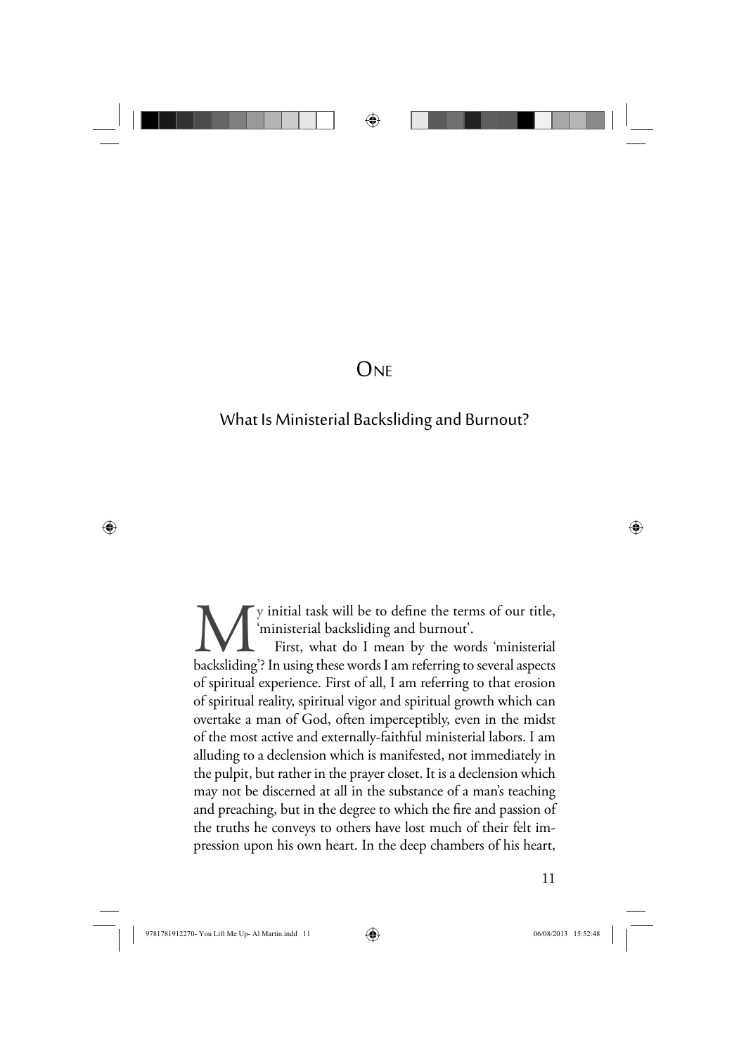# One

## What Is Ministerial Backsliding and Burnout?

My initial task will be to define the terms of our title, 'ministerial backsliding and burnout'.

First, what do I mean by the words 'ministerial backsliding'? In using these words I am referring to several aspects of spiritual experience. First of all, I am referring to that erosion of spiritual reality, spiritual vigor and spiritual growth which can overtake a man of God, often imperceptibly, even in the midst of the most active and externally-faithful ministerial labors. I am alluding to a declension which is manifested, not immediately in the pulpit, but rather in the prayer closet. It is a declension which may not be discerned at all in the substance of a man's teaching and preaching, but in the degree to which the fire and passion of the truths he conveys to others have lost much of their felt impression upon his own heart. In the deep chambers of his heart,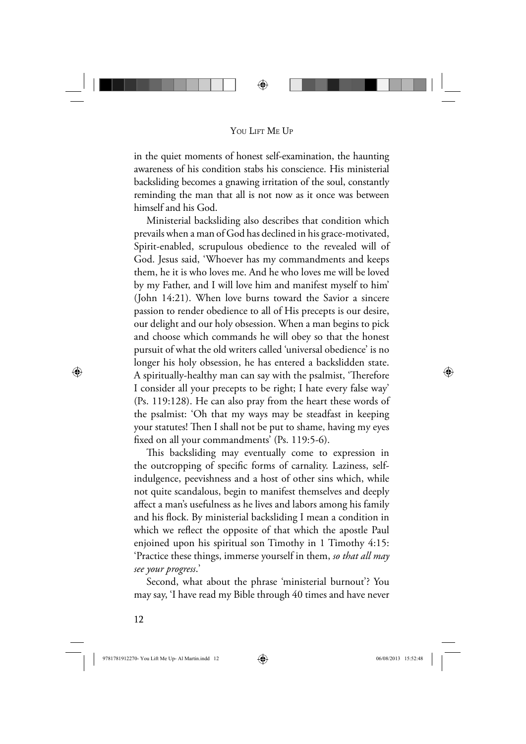in the quiet moments of honest self-examination, the haunting awareness of his condition stabs his conscience. His ministerial backsliding becomes a gnawing irritation of the soul, constantly reminding the man that all is not now as it once was between himself and his God.

Ministerial backsliding also describes that condition which prevails when a man of God has declined in his grace-motivated, Spirit-enabled, scrupulous obedience to the revealed will of God. Jesus said, 'Whoever has my commandments and keeps them, he it is who loves me. And he who loves me will be loved by my Father, and I will love him and manifest myself to him' (John 14:21). When love burns toward the Savior a sincere passion to render obedience to all of His precepts is our desire, our delight and our holy obsession. When a man begins to pick and choose which commands he will obey so that the honest pursuit of what the old writers called 'universal obedience' is no longer his holy obsession, he has entered a backslidden state. A spiritually-healthy man can say with the psalmist, 'Therefore I consider all your precepts to be right; I hate every false way' (Ps. 119:128). He can also pray from the heart these words of the psalmist: 'Oh that my ways may be steadfast in keeping your statutes! Then I shall not be put to shame, having my eyes fixed on all your commandments' (Ps. 119:5-6).

This backsliding may eventually come to expression in the outcropping of specific forms of carnality. Laziness, self-indulgence, peevishness and a host of other sins which, while not quite scandalous, begin to manifest themselves and deeply affect a man's usefulness as he lives and labors among his family and his flock. By ministerial backsliding I mean a condition in which we reflect the opposite of that which the apostle Paul enjoined upon his spiritual son Timothy in 1 Timothy 4:15: 'Practice these things, immerse yourself in them, *so that all may see your progress*.'

Second, what about the phrase 'ministerial burnout'? You may say, 'I have read my Bible through 40 times and have never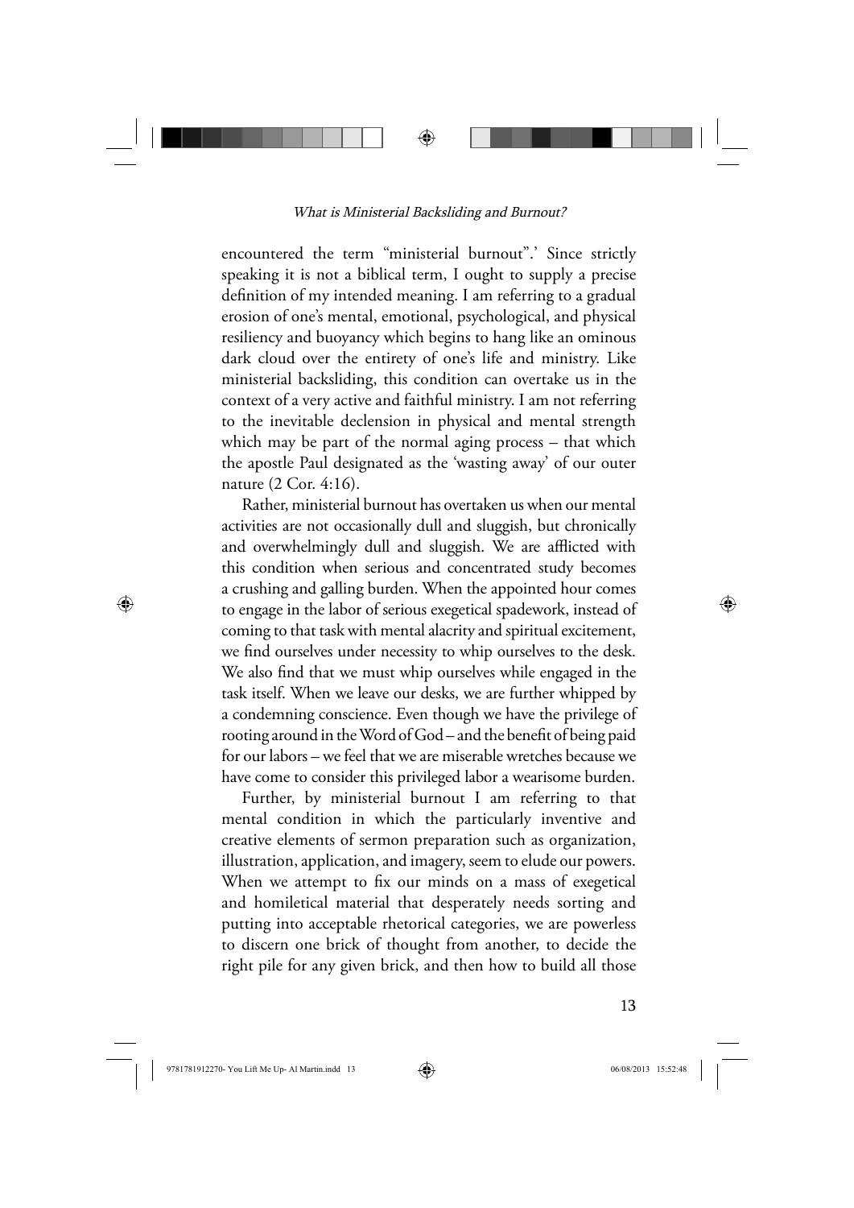encountered the term "ministerial burnout".' Since strictly speaking it is not a biblical term, I ought to supply a precise definition of my intended meaning. I am referring to a gradual erosion of one's mental, emotional, psychological, and physical resiliency and buoyancy which begins to hang like an ominous dark cloud over the entirety of one's life and ministry. Like ministerial backsliding, this condition can overtake us in the context of a very active and faithful ministry. I am not referring to the inevitable declension in physical and mental strength which may be part of the normal aging process – that which the apostle Paul designated as the 'wasting away' of our outer nature (2 Cor. 4:16).

Rather, ministerial burnout has overtaken us when our mental activities are not occasionally dull and sluggish, but chronically and overwhelmingly dull and sluggish. We are afflicted with this condition when serious and concentrated study becomes a crushing and galling burden. When the appointed hour comes to engage in the labor of serious exegetical spadework, instead of coming to that task with mental alacrity and spiritual excitement, we find ourselves under necessity to whip ourselves to the desk. We also find that we must whip ourselves while engaged in the task itself. When we leave our desks, we are further whipped by a condemning conscience. Even though we have the privilege of rooting around in the Word of God – and the benefit of being paid for our labors – we feel that we are miserable wretches because we have come to consider this privileged labor a wearisome burden.

Further, by ministerial burnout I am referring to that mental condition in which the particularly inventive and creative elements of sermon preparation such as organization, illustration, application, and imagery, seem to elude our powers. When we attempt to fix our minds on a mass of exegetical and homiletical material that desperately needs sorting and putting into acceptable rhetorical categories, we are powerless to discern one brick of thought from another, to decide the right pile for any given brick, and then how to build all those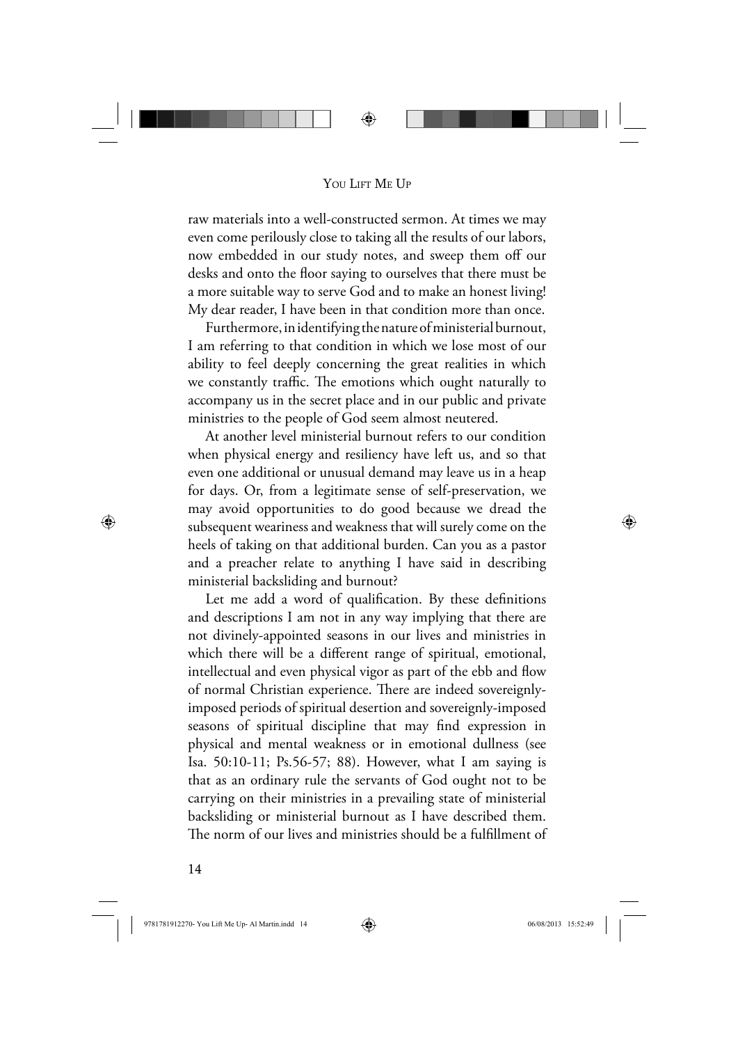raw materials into a well-constructed sermon. At times we may even come perilously close to taking all the results of our labors, now embedded in our study notes, and sweep them off our desks and onto the floor saying to ourselves that there must be a more suitable way to serve God and to make an honest living! My dear reader, I have been in that condition more than once.

Furthermore, in identifying the nature of ministerial burnout, I am referring to that condition in which we lose most of our ability to feel deeply concerning the great realities in which we constantly traffic. The emotions which ought naturally to accompany us in the secret place and in our public and private ministries to the people of God seem almost neutered.

At another level ministerial burnout refers to our condition when physical energy and resiliency have left us, and so that even one additional or unusual demand may leave us in a heap for days. Or, from a legitimate sense of self-preservation, we may avoid opportunities to do good because we dread the subsequent weariness and weakness that will surely come on the heels of taking on that additional burden. Can you as a pastor and a preacher relate to anything I have said in describing ministerial backsliding and burnout?

Let me add a word of qualification. By these definitions and descriptions I am not in any way implying that there are not divinely-appointed seasons in our lives and ministries in which there will be a different range of spiritual, emotional, intellectual and even physical vigor as part of the ebb and flow of normal Christian experience. There are indeed sovereignly-imposed periods of spiritual desertion and sovereignly-imposed seasons of spiritual discipline that may find expression in physical and mental weakness or in emotional dullness (see Isa. 50:10-11; Ps.56-57; 88). However, what I am saying is that as an ordinary rule the servants of God ought not to be carrying on their ministries in a prevailing state of ministerial backsliding or ministerial burnout as I have described them. The norm of our lives and ministries should be a fulfillment of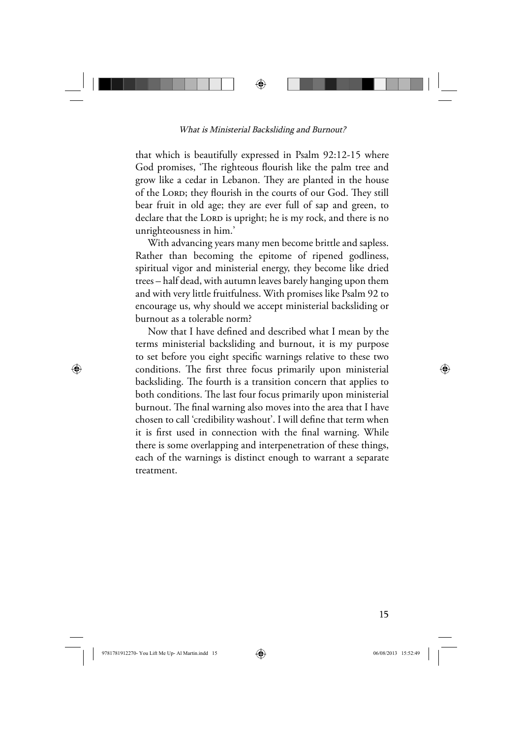that which is beautifully expressed in Psalm 92:12-15 where God promises, 'The righteous flourish like the palm tree and grow like a cedar in Lebanon. They are planted in the house of the LORD; they flourish in the courts of our God. They still bear fruit in old age; they are ever full of sap and green, to declare that the LORD is upright; he is my rock, and there is no unrighteousness in him.'

With advancing years many men become brittle and sapless. Rather than becoming the epitome of ripened godliness, spiritual vigor and ministerial energy, they become like dried trees – half dead, with autumn leaves barely hanging upon them and with very little fruitfulness. With promises like Psalm 92 to encourage us, why should we accept ministerial backsliding or burnout as a tolerable norm?

Now that I have defined and described what I mean by the terms ministerial backsliding and burnout, it is my purpose to set before you eight specific warnings relative to these two conditions. The first three focus primarily upon ministerial backsliding. The fourth is a transition concern that applies to both conditions. The last four focus primarily upon ministerial burnout. The final warning also moves into the area that I have chosen to call 'credibility washout'. I will define that term when it is first used in connection with the final warning. While there is some overlapping and interpenetration of these things, each of the warnings is distinct enough to warrant a separate treatment.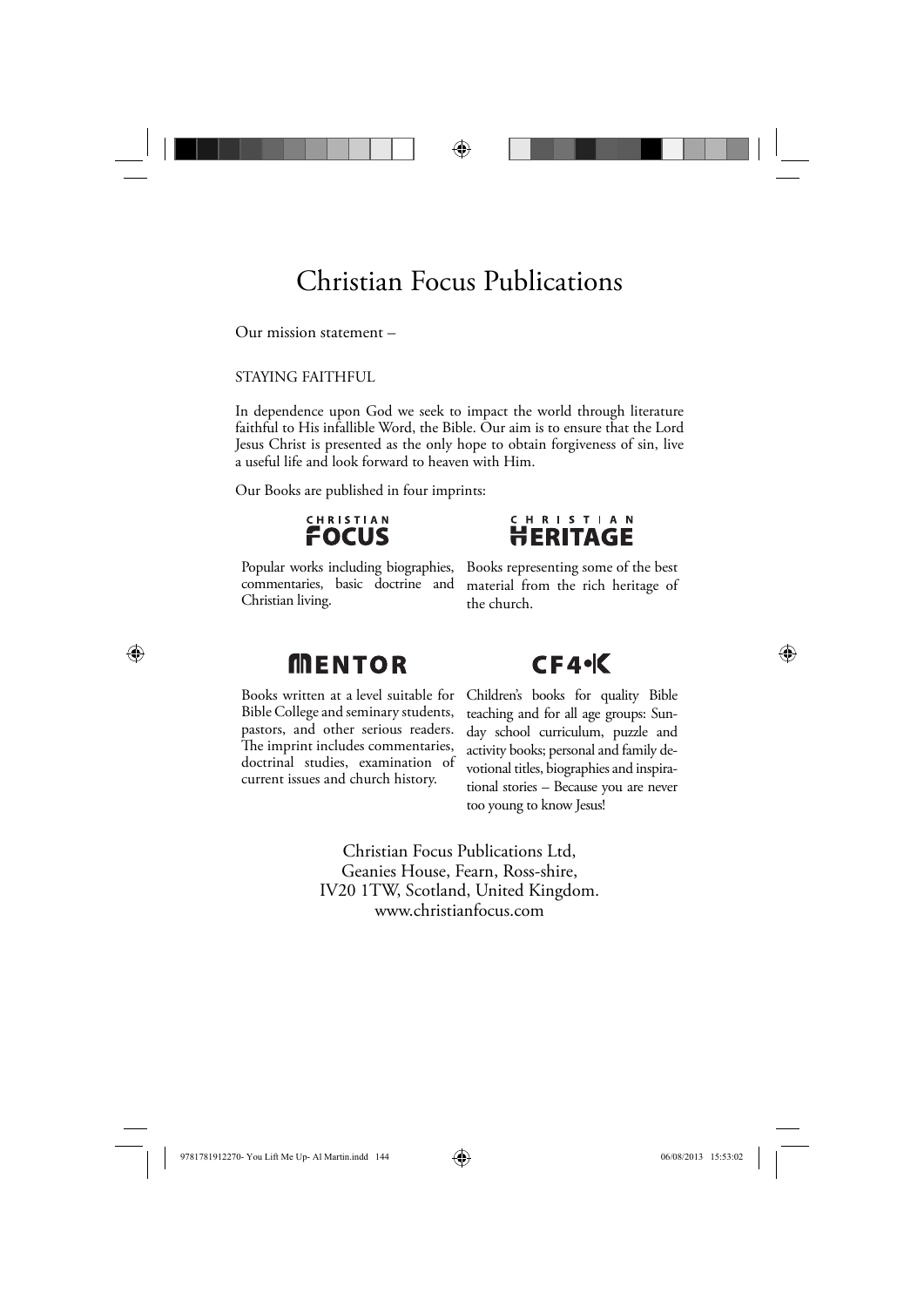# Christian Focus Publications

Our mission statement –

STAYING FAITHFUL

In dependence upon God we seek to impact the world through literature faithful to His infallible Word, the Bible. Our aim is to ensure that the Lord Jesus Christ is presented as the only hope to obtain forgiveness of sin, live a useful life and look forward to heaven with Him.

Our Books are published in four imprints:

**CHRISTIAN FOCUS**

Popular works including biographies, commentaries, basic doctrine and Christian living.

**CHRISTIAN HERITAGE**

Books representing some of the best material from the rich heritage of the church.

**MENTOR**

Books written at a level suitable for Bible College and seminary students, pastors, and other serious readers. The imprint includes commentaries, doctrinal studies, examination of current issues and church history.

**CF4•K**

Children's books for quality Bible teaching and for all age groups: Sunday school curriculum, puzzle and activity books; personal and family devotional titles, biographies and inspirational stories – Because you are never too young to know Jesus!

Christian Focus Publications Ltd,
Geanies House, Fearn, Ross-shire,
IV20 1TW, Scotland, United Kingdom.
www.christianfocus.com